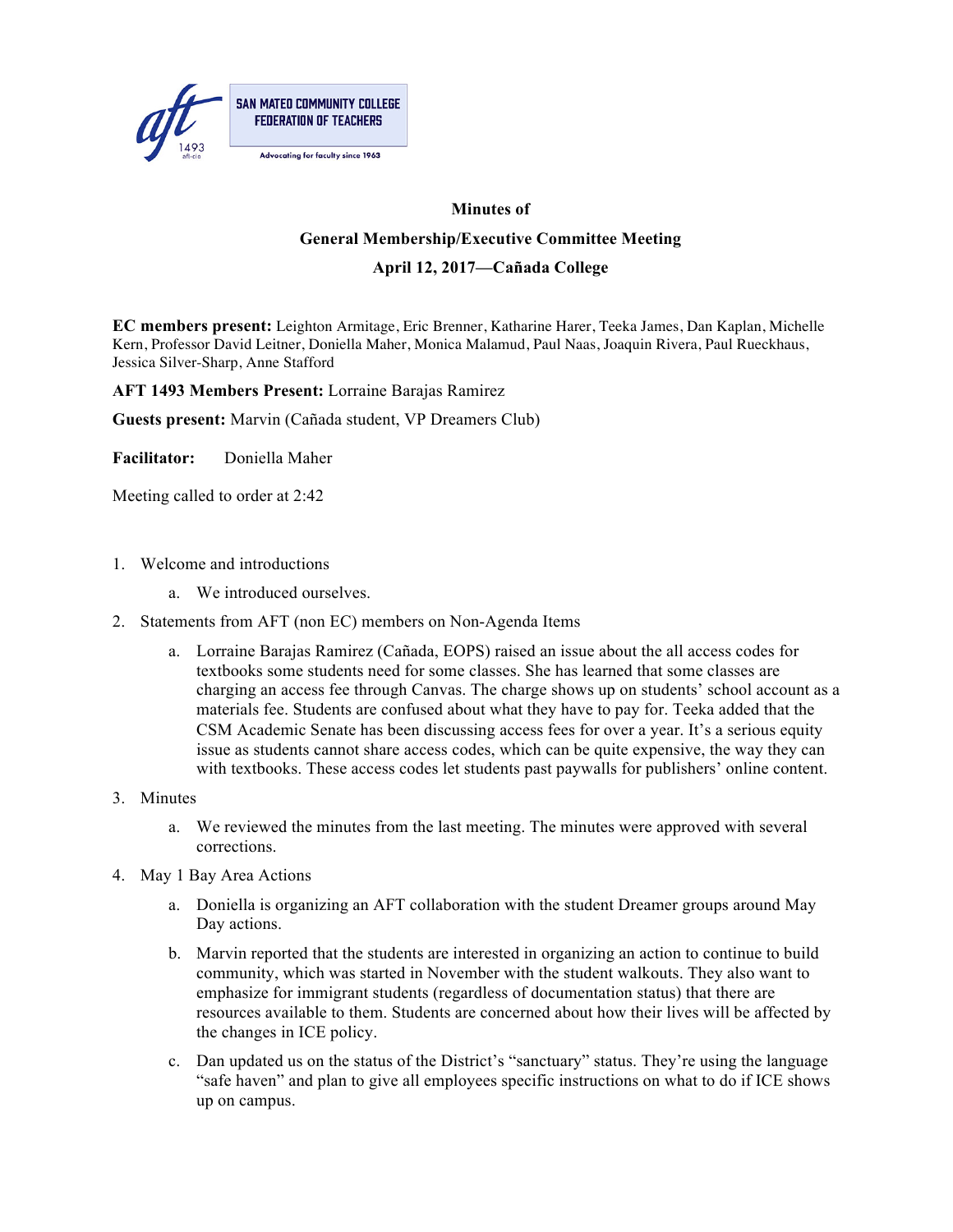SAN MATEO COMMUNITY COLLEGE FEDERATION OF TEACHERS

Advocating for faculty since 1963

**Minutes of**

**General Membership/Executive Committee Meeting**

**April 12, 2017—Cañada College**

**EC members present:** Leighton Armitage, Eric Brenner, Katharine Harer, Teeka James, Dan Kaplan, Michelle Kern, Professor David Leitner, Doniella Maher, Monica Malamud, Paul Naas, Joaquin Rivera, Paul Rueckhaus, Jessica Silver-Sharp, Anne Stafford

**AFT 1493 Members Present:** Lorraine Barajas Ramirez

**Guests present:** Marvin (Cañada student, VP Dreamers Club)

**Facilitator:** Doniella Maher

Meeting called to order at 2:42

1. Welcome and introductions
    a. We introduced ourselves.
2. Statements from AFT (non EC) members on Non-Agenda Items
    a. Lorraine Barajas Ramirez (Cañada, EOPS) raised an issue about the all access codes for textbooks some students need for some classes. She has learned that some classes are charging an access fee through Canvas. The charge shows up on students' school account as a materials fee. Students are confused about what they have to pay for. Teeka added that the CSM Academic Senate has been discussing access fees for over a year. It's a serious equity issue as students cannot share access codes, which can be quite expensive, the way they can with textbooks. These access codes let students past paywalls for publishers' online content.
3. Minutes
    a. We reviewed the minutes from the last meeting. The minutes were approved with several corrections.
4. May 1 Bay Area Actions
    a. Doniella is organizing an AFT collaboration with the student Dreamer groups around May Day actions.
    b. Marvin reported that the students are interested in organizing an action to continue to build community, which was started in November with the student walkouts. They also want to emphasize for immigrant students (regardless of documentation status) that there are resources available to them. Students are concerned about how their lives will be affected by the changes in ICE policy.
    c. Dan updated us on the status of the District's "sanctuary" status. They're using the language "safe haven" and plan to give all employees specific instructions on what to do if ICE shows up on campus.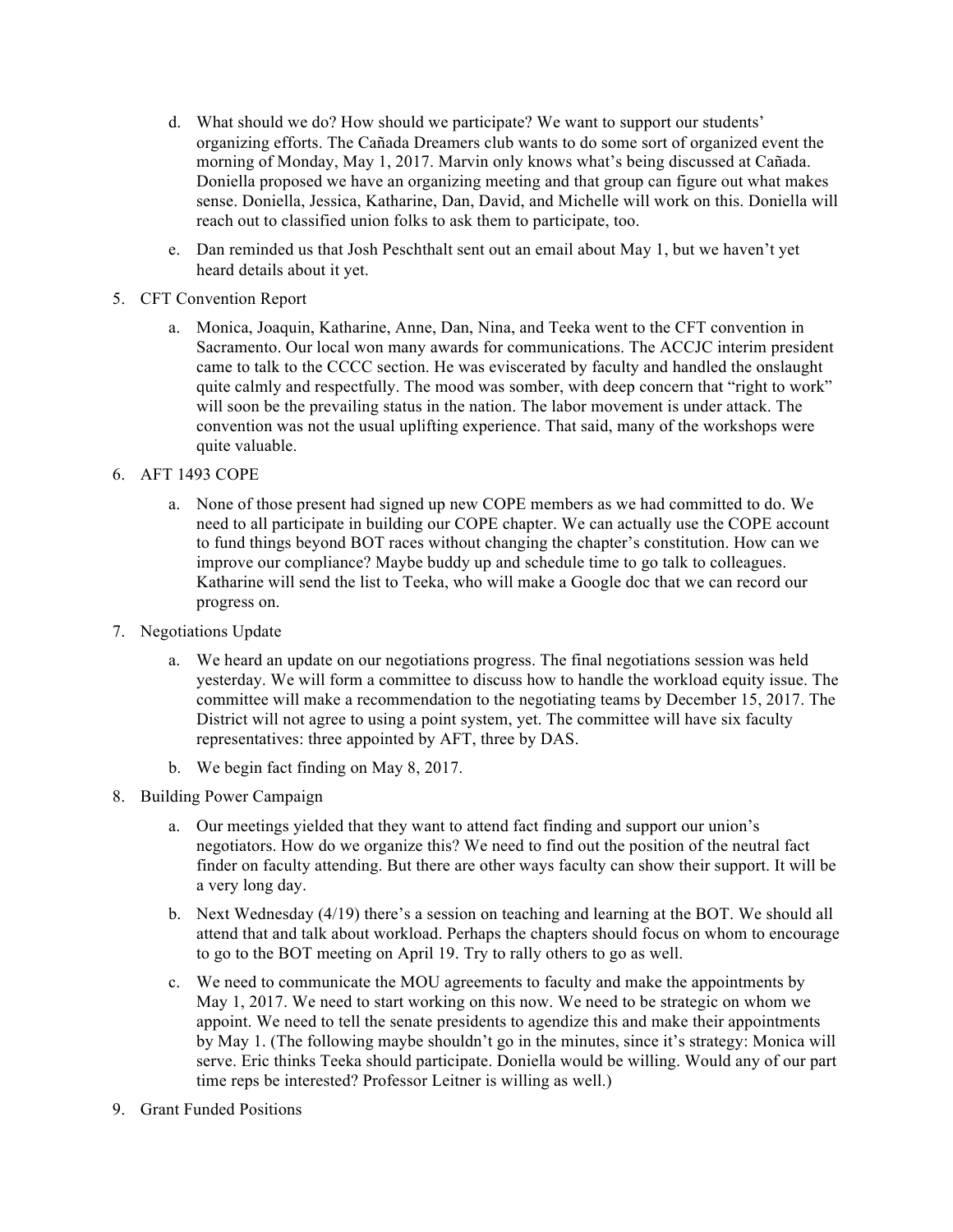d. What should we do? How should we participate? We want to support our students' organizing efforts. The Cañada Dreamers club wants to do some sort of organized event the morning of Monday, May 1, 2017. Marvin only knows what's being discussed at Cañada. Doniella proposed we have an organizing meeting and that group can figure out what makes sense. Doniella, Jessica, Katharine, Dan, David, and Michelle will work on this. Doniella will reach out to classified union folks to ask them to participate, too.

   e. Dan reminded us that Josh Peschthalt sent out an email about May 1, but we haven't yet heard details about it yet.

5. CFT Convention Report

   a. Monica, Joaquin, Katharine, Anne, Dan, Nina, and Teeka went to the CFT convention in Sacramento. Our local won many awards for communications. The ACCJC interim president came to talk to the CCCC section. He was eviscerated by faculty and handled the onslaught quite calmly and respectfully. The mood was somber, with deep concern that "right to work" will soon be the prevailing status in the nation. The labor movement is under attack. The convention was not the usual uplifting experience. That said, many of the workshops were quite valuable.

6. AFT 1493 COPE

   a. None of those present had signed up new COPE members as we had committed to do. We need to all participate in building our COPE chapter. We can actually use the COPE account to fund things beyond BOT races without changing the chapter's constitution. How can we improve our compliance? Maybe buddy up and schedule time to go talk to colleagues. Katharine will send the list to Teeka, who will make a Google doc that we can record our progress on.

7. Negotiations Update

   a. We heard an update on our negotiations progress. The final negotiations session was held yesterday. We will form a committee to discuss how to handle the workload equity issue. The committee will make a recommendation to the negotiating teams by December 15, 2017. The District will not agree to using a point system, yet. The committee will have six faculty representatives: three appointed by AFT, three by DAS.

   b. We begin fact finding on May 8, 2017.

8. Building Power Campaign

   a. Our meetings yielded that they want to attend fact finding and support our union's negotiators. How do we organize this? We need to find out the position of the neutral fact finder on faculty attending. But there are other ways faculty can show their support. It will be a very long day.

   b. Next Wednesday (4/19) there's a session on teaching and learning at the BOT. We should all attend that and talk about workload. Perhaps the chapters should focus on whom to encourage to go to the BOT meeting on April 19. Try to rally others to go as well.

   c. We need to communicate the MOU agreements to faculty and make the appointments by May 1, 2017. We need to start working on this now. We need to be strategic on whom we appoint. We need to tell the senate presidents to agendize this and make their appointments by May 1. (The following maybe shouldn't go in the minutes, since it's strategy: Monica will serve. Eric thinks Teeka should participate. Doniella would be willing. Would any of our part time reps be interested? Professor Leitner is willing as well.)

9. Grant Funded Positions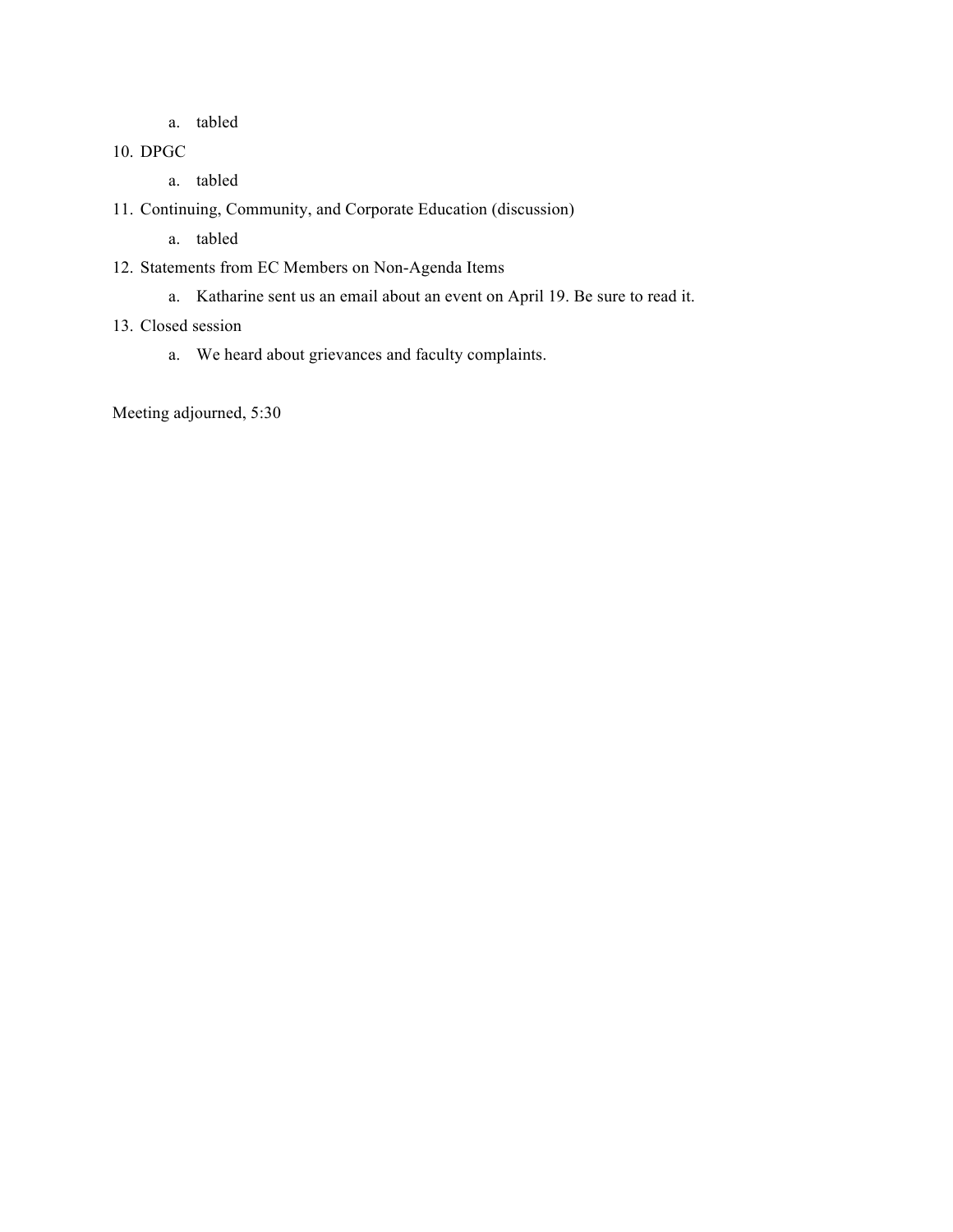a. tabled

10. DPGC
    a. tabled
11. Continuing, Community, and Corporate Education (discussion)
    a. tabled
12. Statements from EC Members on Non-Agenda Items
    a. Katharine sent us an email about an event on April 19. Be sure to read it.
13. Closed session
    a. We heard about grievances and faculty complaints.

Meeting adjourned, 5:30